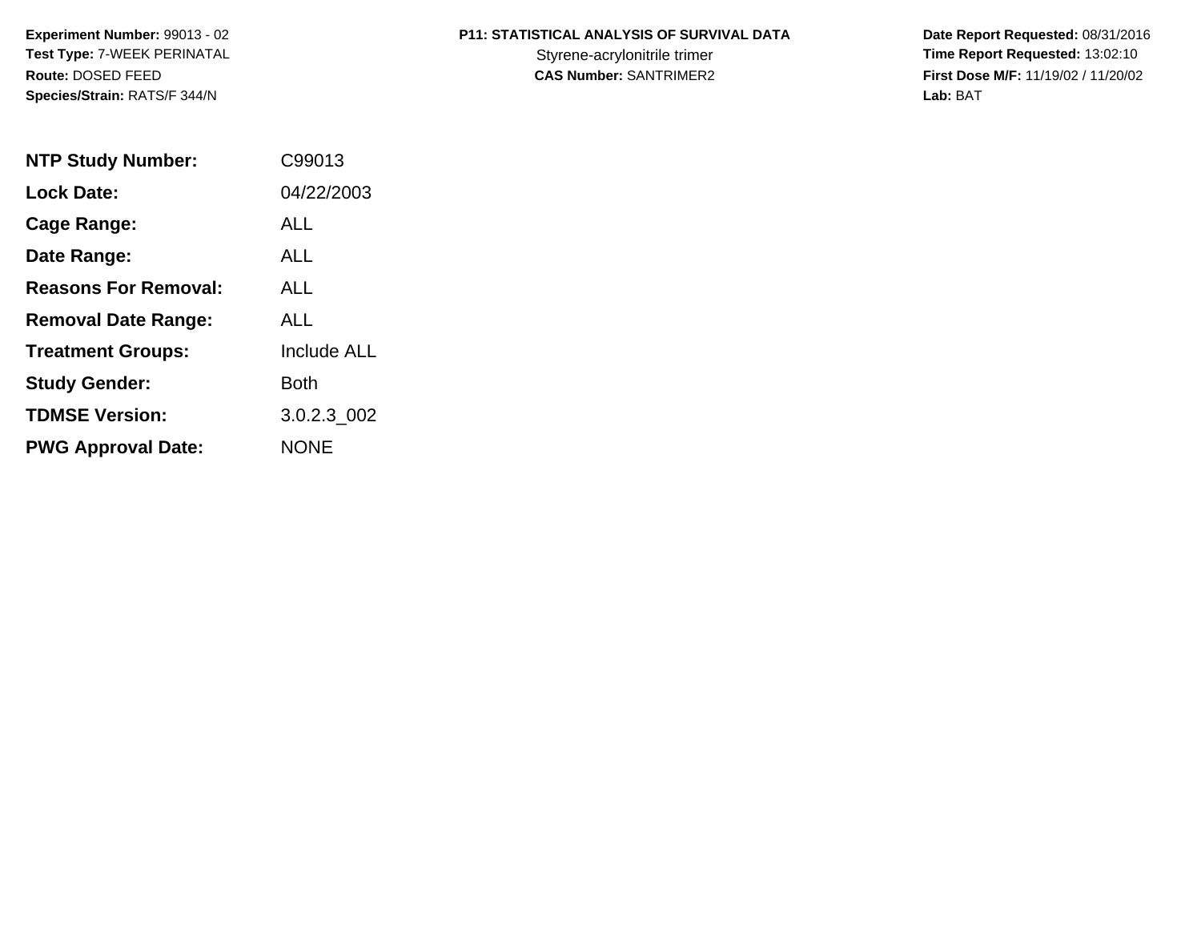**Experiment Number:** 99013 - 02
**Test Type:** 7-WEEK PERINATAL
**Route:** DOSED FEED
**Species/Strain:** RATS/F 344/N

# P11: STATISTICAL ANALYSIS OF SURVIVAL DATA

Styrene-acrylonitrile trimer
**CAS Number:** SANTRIMER2

**Date Report Requested:** 08/31/2016
**Time Report Requested:** 13:02:10
**First Dose M/F:** 11/19/02 / 11/20/02
**Lab:** BAT

| | |
|---|---|
| **NTP Study Number:** | C99013 |
| **Lock Date:** | 04/22/2003 |
| **Cage Range:** | ALL |
| **Date Range:** | ALL |
| **Reasons For Removal:** | ALL |
| **Removal Date Range:** | ALL |
| **Treatment Groups:** | Include ALL |
| **Study Gender:** | Both |
| **TDMSE Version:** | 3.0.2.3_002 |
| **PWG Approval Date:** | NONE |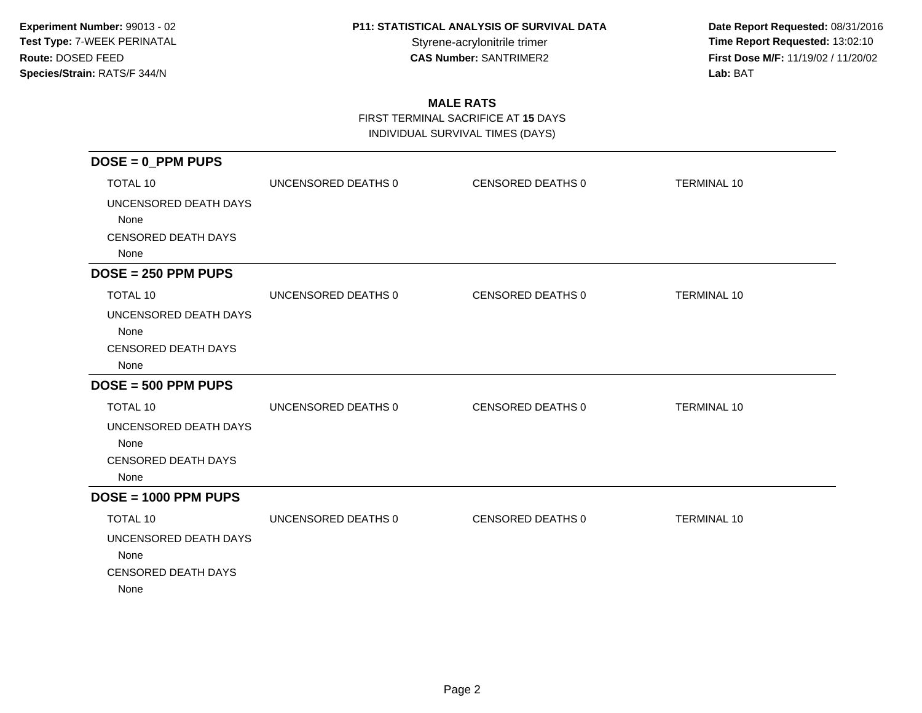**Experiment Number:** 99013 - 02
**Test Type:** 7-WEEK PERINATAL
**Route:** DOSED FEED
**Species/Strain:** RATS/F 344/N

**P11: STATISTICAL ANALYSIS OF SURVIVAL DATA**
Styrene-acrylonitrile trimer
**CAS Number:** SANTRIMER2

**Date Report Requested:** 08/31/2016
**Time Report Requested:** 13:02:10
**First Dose M/F:** 11/19/02 / 11/20/02
**Lab:** BAT

## MALE RATS

FIRST TERMINAL SACRIFICE AT **15** DAYS

INDIVIDUAL SURVIVAL TIMES (DAYS)

### DOSE = 0_PPM PUPS

| TOTAL 10 | UNCENSORED DEATHS 0 | CENSORED DEATHS 0 | TERMINAL 10 |
|---|---|---|---|

UNCENSORED DEATH DAYS

None

CENSORED DEATH DAYS

None

### DOSE = 250 PPM PUPS

| TOTAL 10 | UNCENSORED DEATHS 0 | CENSORED DEATHS 0 | TERMINAL 10 |
|---|---|---|---|

UNCENSORED DEATH DAYS

None

CENSORED DEATH DAYS

None

### DOSE = 500 PPM PUPS

| TOTAL 10 | UNCENSORED DEATHS 0 | CENSORED DEATHS 0 | TERMINAL 10 |
|---|---|---|---|

UNCENSORED DEATH DAYS

None

CENSORED DEATH DAYS

None

### DOSE = 1000 PPM PUPS

| TOTAL 10 | UNCENSORED DEATHS 0 | CENSORED DEATHS 0 | TERMINAL 10 |
|---|---|---|---|

UNCENSORED DEATH DAYS

None

CENSORED DEATH DAYS

None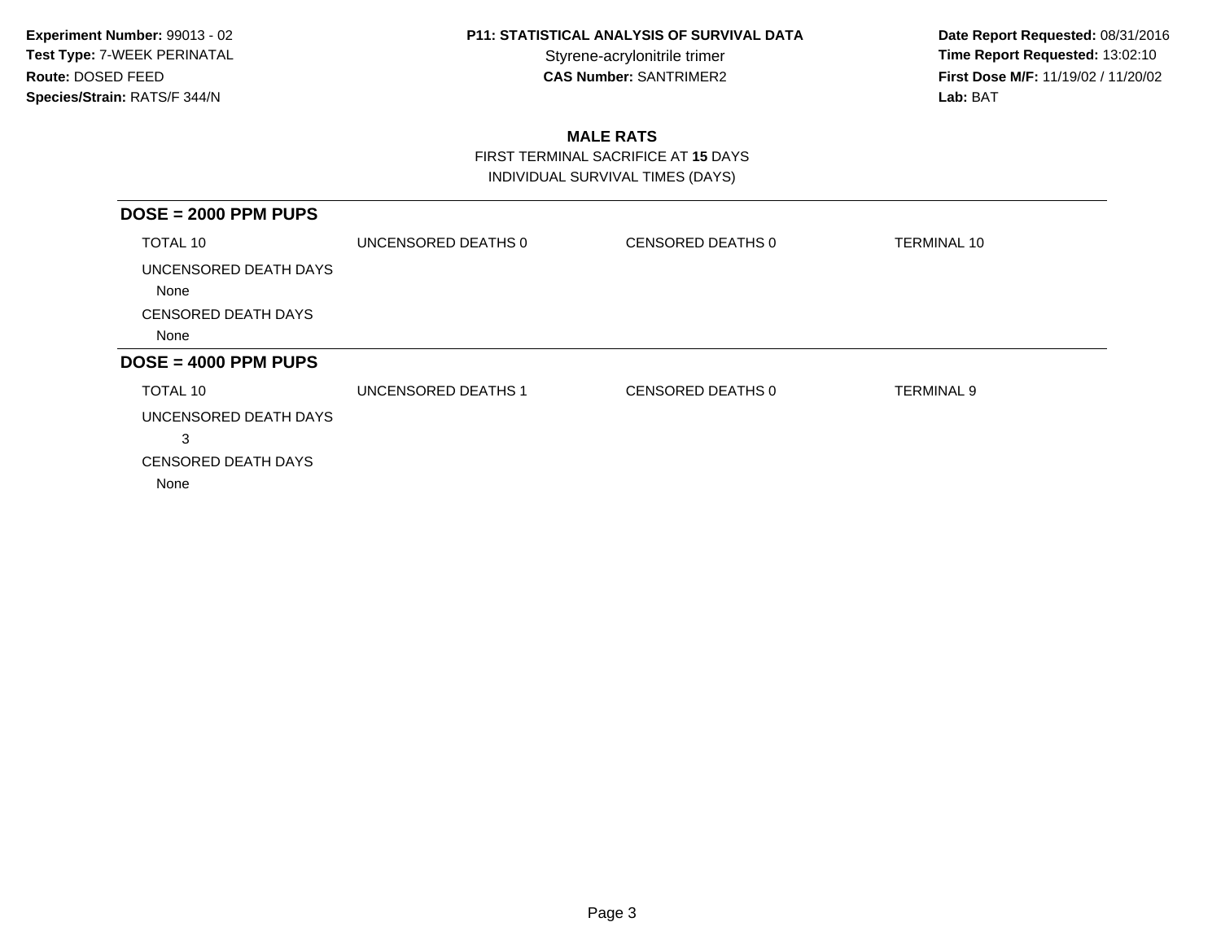Experiment Number: 99013 - 02
Test Type: 7-WEEK PERINATAL
Route: DOSED FEED
Species/Strain: RATS/F 344/N

**P11: STATISTICAL ANALYSIS OF SURVIVAL DATA**
Styrene-acrylonitrile trimer
**CAS Number:** SANTRIMER2

**Date Report Requested:** 08/31/2016
**Time Report Requested:** 13:02:10
**First Dose M/F:** 11/19/02 / 11/20/02
**Lab:** BAT

## MALE RATS

FIRST TERMINAL SACRIFICE AT **15** DAYS
INDIVIDUAL SURVIVAL TIMES (DAYS)

### DOSE = 2000 PPM PUPS

| TOTAL 10 | UNCENSORED DEATHS 0 | CENSORED DEATHS 0 | TERMINAL 10 |
|---|---|---|---|

UNCENSORED DEATH DAYS
None

CENSORED DEATH DAYS
None

### DOSE = 4000 PPM PUPS

| TOTAL 10 | UNCENSORED DEATHS 1 | CENSORED DEATHS 0 | TERMINAL 9 |
|---|---|---|---|

UNCENSORED DEATH DAYS
3

CENSORED DEATH DAYS
None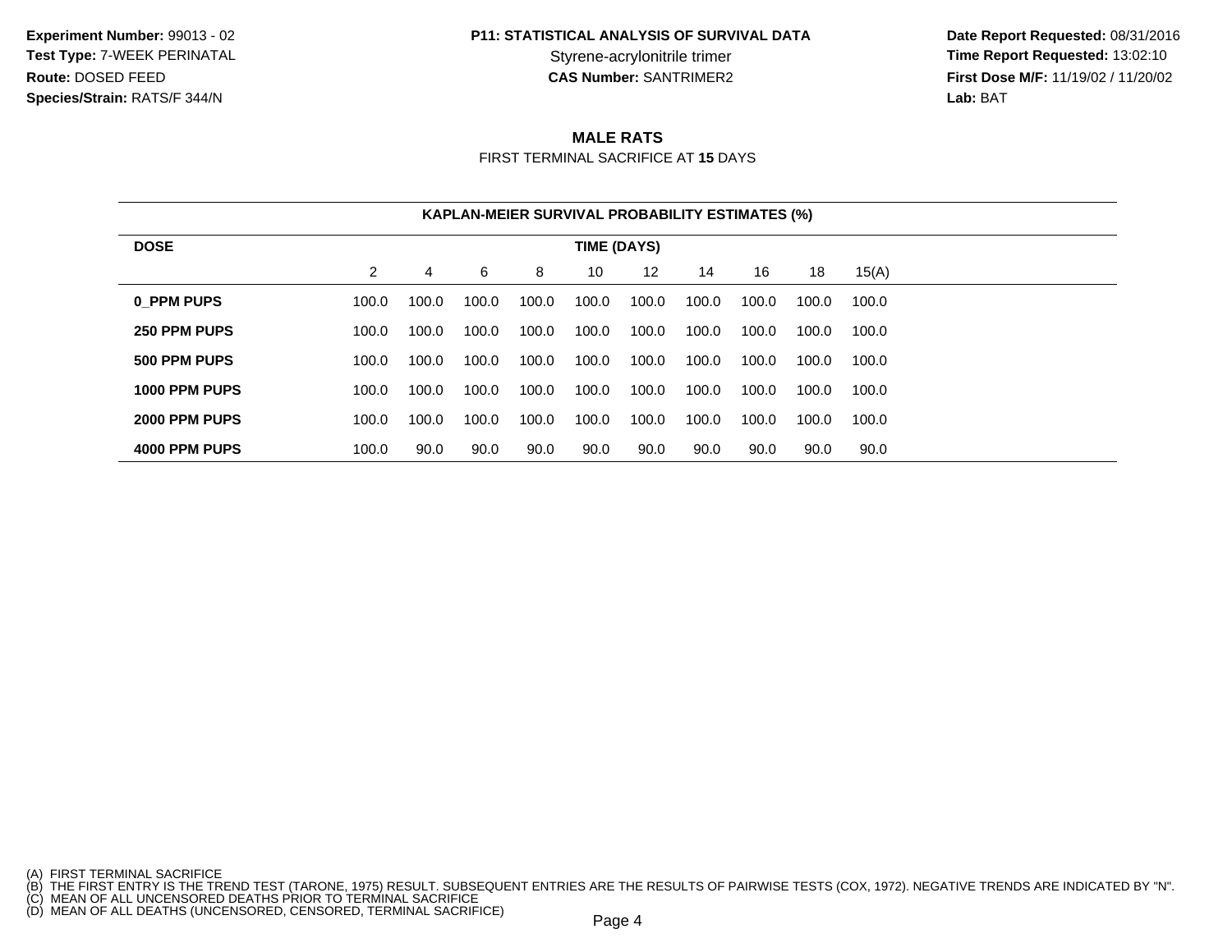**Experiment Number:** 99013 - 02
**Test Type:** 7-WEEK PERINATAL
**Route:** DOSED FEED
**Species/Strain:** RATS/F 344/N

**P11: STATISTICAL ANALYSIS OF SURVIVAL DATA**
Styrene-acrylonitrile trimer
**CAS Number:** SANTRIMER2

**Date Report Requested:** 08/31/2016
**Time Report Requested:** 13:02:10
**First Dose M/F:** 11/19/02 / 11/20/02
**Lab:** BAT

## MALE RATS

FIRST TERMINAL SACRIFICE AT **15** DAYS

**KAPLAN-MEIER SURVIVAL PROBABILITY ESTIMATES (%)**

| DOSE | TIME (DAYS) | | | | | | | | | |
|---|---|---|---|---|---|---|---|---|---|---|
| | 2 | 4 | 6 | 8 | 10 | 12 | 14 | 16 | 18 | 15(A) |
| **0_PPM PUPS** | 100.0 | 100.0 | 100.0 | 100.0 | 100.0 | 100.0 | 100.0 | 100.0 | 100.0 | 100.0 |
| **250 PPM PUPS** | 100.0 | 100.0 | 100.0 | 100.0 | 100.0 | 100.0 | 100.0 | 100.0 | 100.0 | 100.0 |
| **500 PPM PUPS** | 100.0 | 100.0 | 100.0 | 100.0 | 100.0 | 100.0 | 100.0 | 100.0 | 100.0 | 100.0 |
| **1000 PPM PUPS** | 100.0 | 100.0 | 100.0 | 100.0 | 100.0 | 100.0 | 100.0 | 100.0 | 100.0 | 100.0 |
| **2000 PPM PUPS** | 100.0 | 100.0 | 100.0 | 100.0 | 100.0 | 100.0 | 100.0 | 100.0 | 100.0 | 100.0 |
| **4000 PPM PUPS** | 100.0 | 90.0 | 90.0 | 90.0 | 90.0 | 90.0 | 90.0 | 90.0 | 90.0 | 90.0 |

(A) FIRST TERMINAL SACRIFICE
(B) THE FIRST ENTRY IS THE TREND TEST (TARONE, 1975) RESULT. SUBSEQUENT ENTRIES ARE THE RESULTS OF PAIRWISE TESTS (COX, 1972). NEGATIVE TRENDS ARE INDICATED BY "N".
(C) MEAN OF ALL UNCENSORED DEATHS PRIOR TO TERMINAL SACRIFICE
(D) MEAN OF ALL DEATHS (UNCENSORED, CENSORED, TERMINAL SACRIFICE)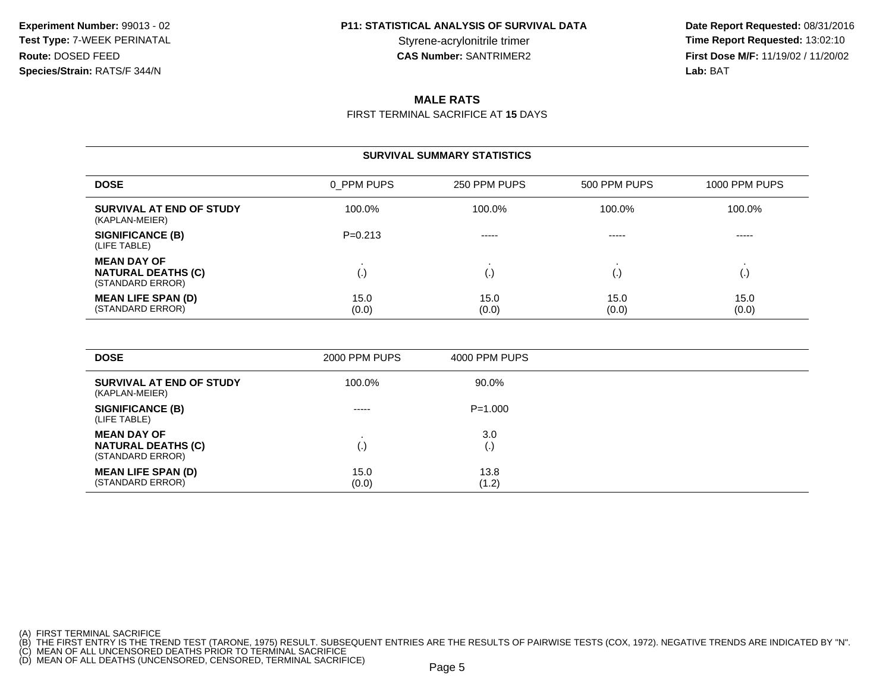**Experiment Number:** 99013 - 02
**Test Type:** 7-WEEK PERINATAL
**Route:** DOSED FEED
**Species/Strain:** RATS/F 344/N

**P11: STATISTICAL ANALYSIS OF SURVIVAL DATA**
Styrene-acrylonitrile trimer
**CAS Number:** SANTRIMER2

**Date Report Requested:** 08/31/2016
**Time Report Requested:** 13:02:10
**First Dose M/F:** 11/19/02 / 11/20/02
**Lab:** BAT

## MALE RATS

FIRST TERMINAL SACRIFICE AT **15** DAYS

### SURVIVAL SUMMARY STATISTICS

| DOSE | 0_PPM PUPS | 250 PPM PUPS | 500 PPM PUPS | 1000 PPM PUPS |
|---|---|---|---|---|
| **SURVIVAL AT END OF STUDY** (KAPLAN-MEIER) | 100.0% | 100.0% | 100.0% | 100.0% |
| **SIGNIFICANCE (B)** (LIFE TABLE) | P=0.213 | ----- | ----- | ----- |
| **MEAN DAY OF NATURAL DEATHS (C)** (STANDARD ERROR) | . (.) | . (.) | . (.) | . (.) |
| **MEAN LIFE SPAN (D)** (STANDARD ERROR) | 15.0 (0.0) | 15.0 (0.0) | 15.0 (0.0) | 15.0 (0.0) |

| DOSE | 2000 PPM PUPS | 4000 PPM PUPS |
|---|---|---|
| **SURVIVAL AT END OF STUDY** (KAPLAN-MEIER) | 100.0% | 90.0% |
| **SIGNIFICANCE (B)** (LIFE TABLE) | ----- | P=1.000 |
| **MEAN DAY OF NATURAL DEATHS (C)** (STANDARD ERROR) | . (.) | 3.0 (.) |
| **MEAN LIFE SPAN (D)** (STANDARD ERROR) | 15.0 (0.0) | 13.8 (1.2) |

(A) FIRST TERMINAL SACRIFICE
(B) THE FIRST ENTRY IS THE TREND TEST (TARONE, 1975) RESULT. SUBSEQUENT ENTRIES ARE THE RESULTS OF PAIRWISE TESTS (COX, 1972). NEGATIVE TRENDS ARE INDICATED BY "N".
(C) MEAN OF ALL UNCENSORED DEATHS PRIOR TO TERMINAL SACRIFICE
(D) MEAN OF ALL DEATHS (UNCENSORED, CENSORED, TERMINAL SACRIFICE)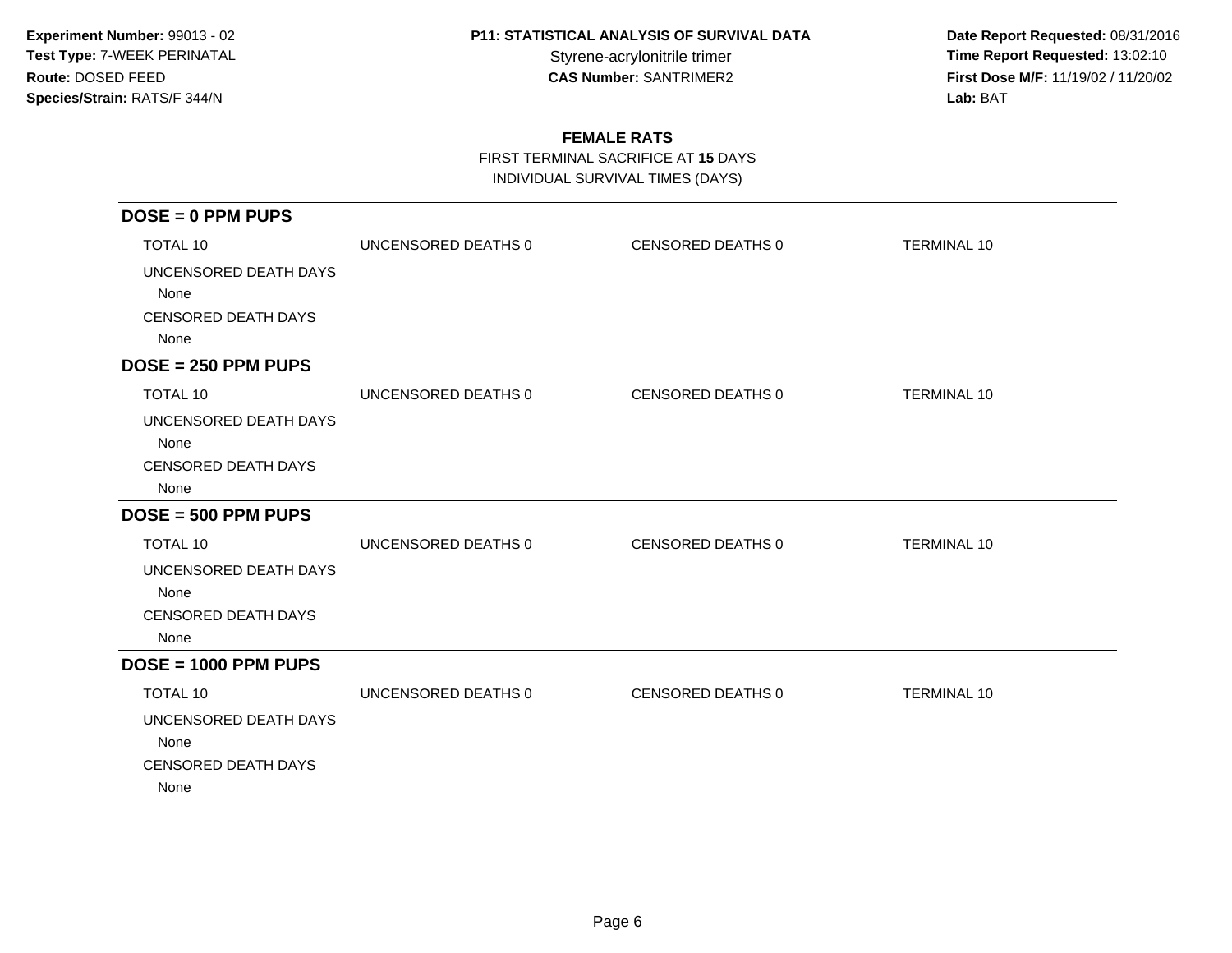**Experiment Number:** 99013 - 02
**Test Type:** 7-WEEK PERINATAL
**Route:** DOSED FEED
**Species/Strain:** RATS/F 344/N

**P11: STATISTICAL ANALYSIS OF SURVIVAL DATA**
Styrene-acrylonitrile trimer
**CAS Number:** SANTRIMER2

**Date Report Requested:** 08/31/2016
**Time Report Requested:** 13:02:10
**First Dose M/F:** 11/19/02 / 11/20/02
**Lab:** BAT

## FEMALE RATS

FIRST TERMINAL SACRIFICE AT **15** DAYS
INDIVIDUAL SURVIVAL TIMES (DAYS)

### DOSE = 0 PPM PUPS

TOTAL 10 | UNCENSORED DEATHS 0 | CENSORED DEATHS 0 | TERMINAL 10

UNCENSORED DEATH DAYS
None

CENSORED DEATH DAYS
None

### DOSE = 250 PPM PUPS

TOTAL 10 | UNCENSORED DEATHS 0 | CENSORED DEATHS 0 | TERMINAL 10

UNCENSORED DEATH DAYS
None

CENSORED DEATH DAYS
None

### DOSE = 500 PPM PUPS

TOTAL 10 | UNCENSORED DEATHS 0 | CENSORED DEATHS 0 | TERMINAL 10

UNCENSORED DEATH DAYS
None

CENSORED DEATH DAYS
None

### DOSE = 1000 PPM PUPS

TOTAL 10 | UNCENSORED DEATHS 0 | CENSORED DEATHS 0 | TERMINAL 10

UNCENSORED DEATH DAYS
None

CENSORED DEATH DAYS
None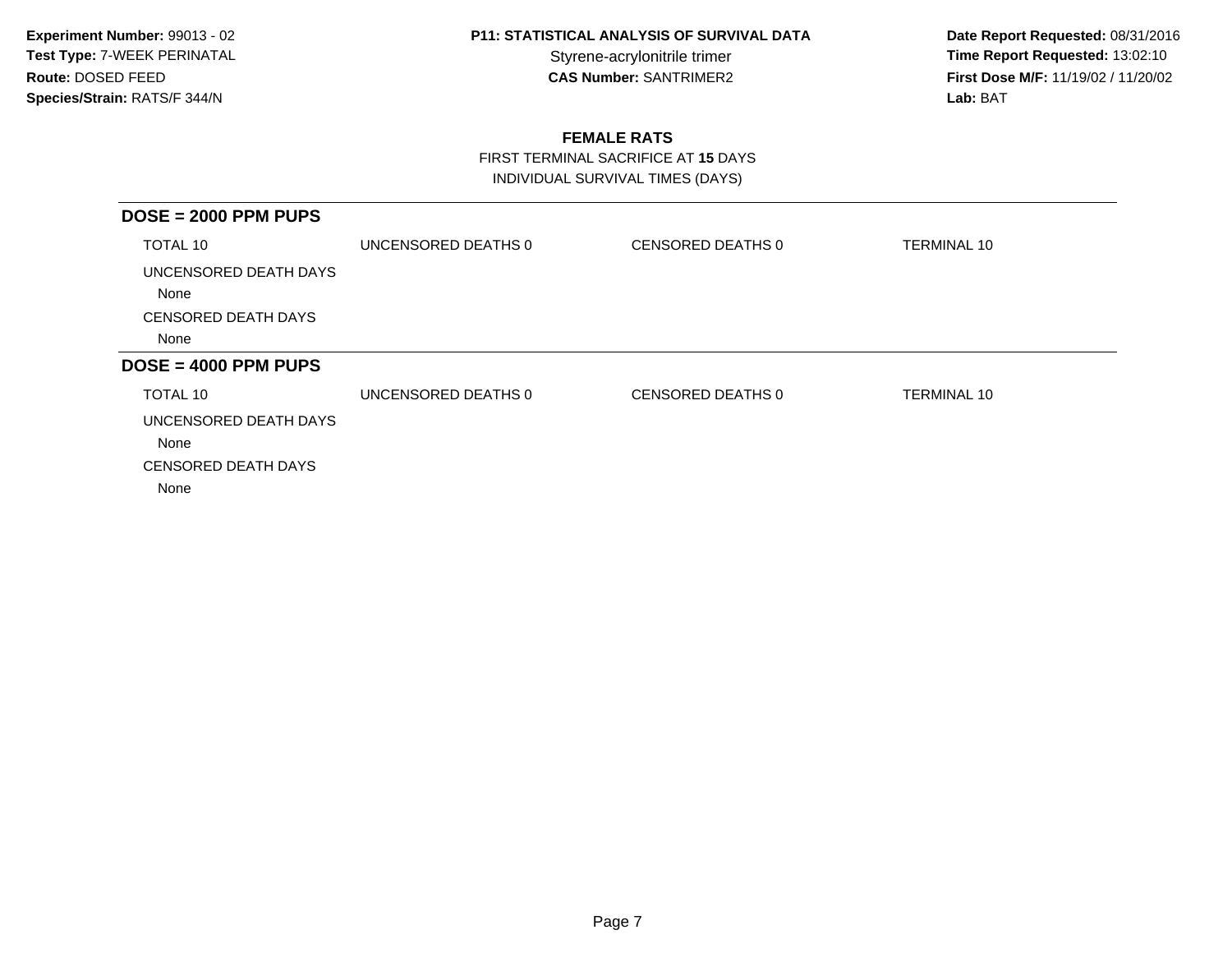**Experiment Number:** 99013 - 02
**Test Type:** 7-WEEK PERINATAL
**Route:** DOSED FEED
**Species/Strain:** RATS/F 344/N

**P11: STATISTICAL ANALYSIS OF SURVIVAL DATA**
Styrene-acrylonitrile trimer
**CAS Number:** SANTRIMER2

**Date Report Requested:** 08/31/2016
**Time Report Requested:** 13:02:10
**First Dose M/F:** 11/19/02 / 11/20/02
**Lab:** BAT

## FEMALE RATS

FIRST TERMINAL SACRIFICE AT **15** DAYS
INDIVIDUAL SURVIVAL TIMES (DAYS)

### DOSE = 2000 PPM PUPS

TOTAL 10 UNCENSORED DEATHS 0 CENSORED DEATHS 0 TERMINAL 10

UNCENSORED DEATH DAYS
None

CENSORED DEATH DAYS
None

### DOSE = 4000 PPM PUPS

TOTAL 10 UNCENSORED DEATHS 0 CENSORED DEATHS 0 TERMINAL 10

UNCENSORED DEATH DAYS
None

CENSORED DEATH DAYS
None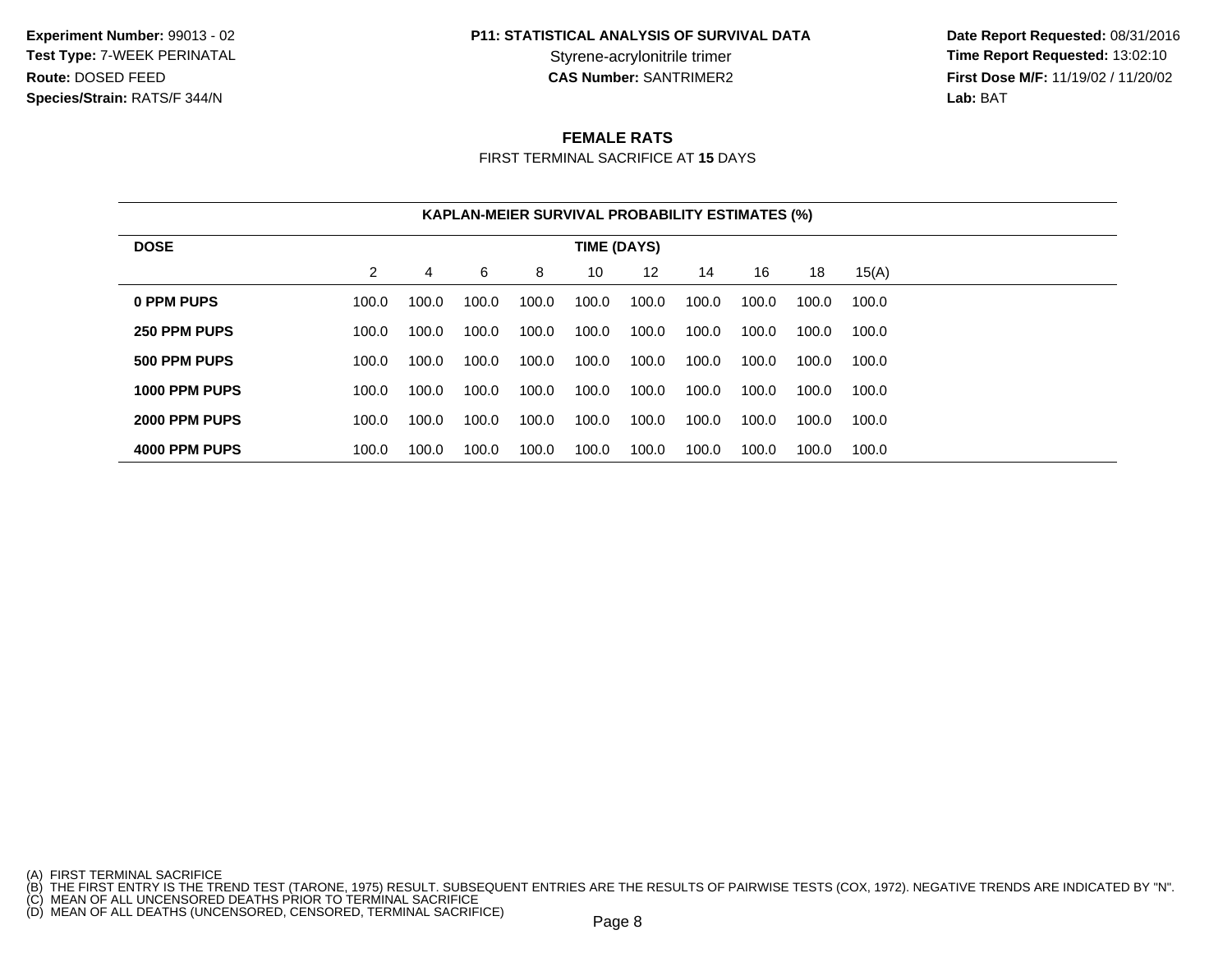**Experiment Number:** 99013 - 02
**Test Type:** 7-WEEK PERINATAL
**Route:** DOSED FEED
**Species/Strain:** RATS/F 344/N

**P11: STATISTICAL ANALYSIS OF SURVIVAL DATA**
Styrene-acrylonitrile trimer
**CAS Number:** SANTRIMER2

**Date Report Requested:** 08/31/2016
**Time Report Requested:** 13:02:10
**First Dose M/F:** 11/19/02 / 11/20/02
**Lab:** BAT

## FEMALE RATS

FIRST TERMINAL SACRIFICE AT **15** DAYS

**KAPLAN-MEIER SURVIVAL PROBABILITY ESTIMATES (%)**

| DOSE | TIME (DAYS) | | | | | | | | | |
|---|---|---|---|---|---|---|---|---|---|---|
| | 2 | 4 | 6 | 8 | 10 | 12 | 14 | 16 | 18 | 15(A) |
| **0 PPM PUPS** | 100.0 | 100.0 | 100.0 | 100.0 | 100.0 | 100.0 | 100.0 | 100.0 | 100.0 | 100.0 |
| **250 PPM PUPS** | 100.0 | 100.0 | 100.0 | 100.0 | 100.0 | 100.0 | 100.0 | 100.0 | 100.0 | 100.0 |
| **500 PPM PUPS** | 100.0 | 100.0 | 100.0 | 100.0 | 100.0 | 100.0 | 100.0 | 100.0 | 100.0 | 100.0 |
| **1000 PPM PUPS** | 100.0 | 100.0 | 100.0 | 100.0 | 100.0 | 100.0 | 100.0 | 100.0 | 100.0 | 100.0 |
| **2000 PPM PUPS** | 100.0 | 100.0 | 100.0 | 100.0 | 100.0 | 100.0 | 100.0 | 100.0 | 100.0 | 100.0 |
| **4000 PPM PUPS** | 100.0 | 100.0 | 100.0 | 100.0 | 100.0 | 100.0 | 100.0 | 100.0 | 100.0 | 100.0 |

(A) FIRST TERMINAL SACRIFICE
(B) THE FIRST ENTRY IS THE TREND TEST (TARONE, 1975) RESULT. SUBSEQUENT ENTRIES ARE THE RESULTS OF PAIRWISE TESTS (COX, 1972). NEGATIVE TRENDS ARE INDICATED BY "N".
(C) MEAN OF ALL UNCENSORED DEATHS PRIOR TO TERMINAL SACRIFICE
(D) MEAN OF ALL DEATHS (UNCENSORED, CENSORED, TERMINAL SACRIFICE)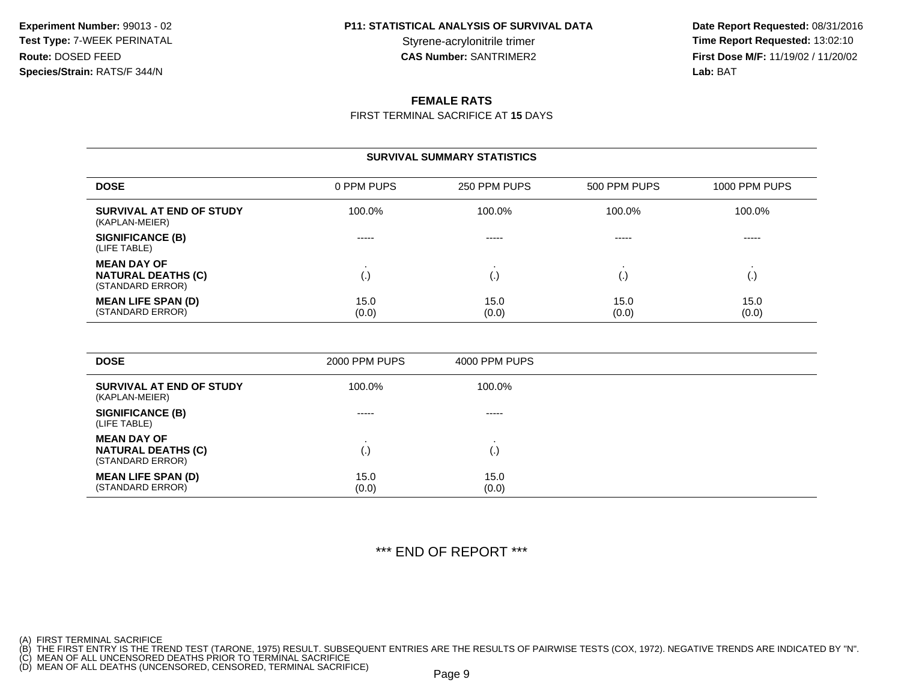**Experiment Number:** 99013 - 02
**Test Type:** 7-WEEK PERINATAL
**Route:** DOSED FEED
**Species/Strain:** RATS/F 344/N

**P11: STATISTICAL ANALYSIS OF SURVIVAL DATA**
Styrene-acrylonitrile trimer
**CAS Number:** SANTRIMER2

**Date Report Requested:** 08/31/2016
**Time Report Requested:** 13:02:10
**First Dose M/F:** 11/19/02 / 11/20/02
**Lab:** BAT

## FEMALE RATS

FIRST TERMINAL SACRIFICE AT **15** DAYS

### SURVIVAL SUMMARY STATISTICS

| DOSE | 0 PPM PUPS | 250 PPM PUPS | 500 PPM PUPS | 1000 PPM PUPS |
|---|---|---|---|---|
| **SURVIVAL AT END OF STUDY** (KAPLAN-MEIER) | 100.0% | 100.0% | 100.0% | 100.0% |
| **SIGNIFICANCE (B)** (LIFE TABLE) | ----- | ----- | ----- | ----- |
| **MEAN DAY OF NATURAL DEATHS (C)** (STANDARD ERROR) | . (.) | . (.) | . (.) | . (.) |
| **MEAN LIFE SPAN (D)** (STANDARD ERROR) | 15.0 (0.0) | 15.0 (0.0) | 15.0 (0.0) | 15.0 (0.0) |

| DOSE | 2000 PPM PUPS | 4000 PPM PUPS |
|---|---|---|
| **SURVIVAL AT END OF STUDY** (KAPLAN-MEIER) | 100.0% | 100.0% |
| **SIGNIFICANCE (B)** (LIFE TABLE) | ----- | ----- |
| **MEAN DAY OF NATURAL DEATHS (C)** (STANDARD ERROR) | . (.) | . (.) |
| **MEAN LIFE SPAN (D)** (STANDARD ERROR) | 15.0 (0.0) | 15.0 (0.0) |

\*\*\* END OF REPORT \*\*\*

(A) FIRST TERMINAL SACRIFICE
(B) THE FIRST ENTRY IS THE TREND TEST (TARONE, 1975) RESULT. SUBSEQUENT ENTRIES ARE THE RESULTS OF PAIRWISE TESTS (COX, 1972). NEGATIVE TRENDS ARE INDICATED BY "N".
(C) MEAN OF ALL UNCENSORED DEATHS PRIOR TO TERMINAL SACRIFICE
(D) MEAN OF ALL DEATHS (UNCENSORED, CENSORED, TERMINAL SACRIFICE)